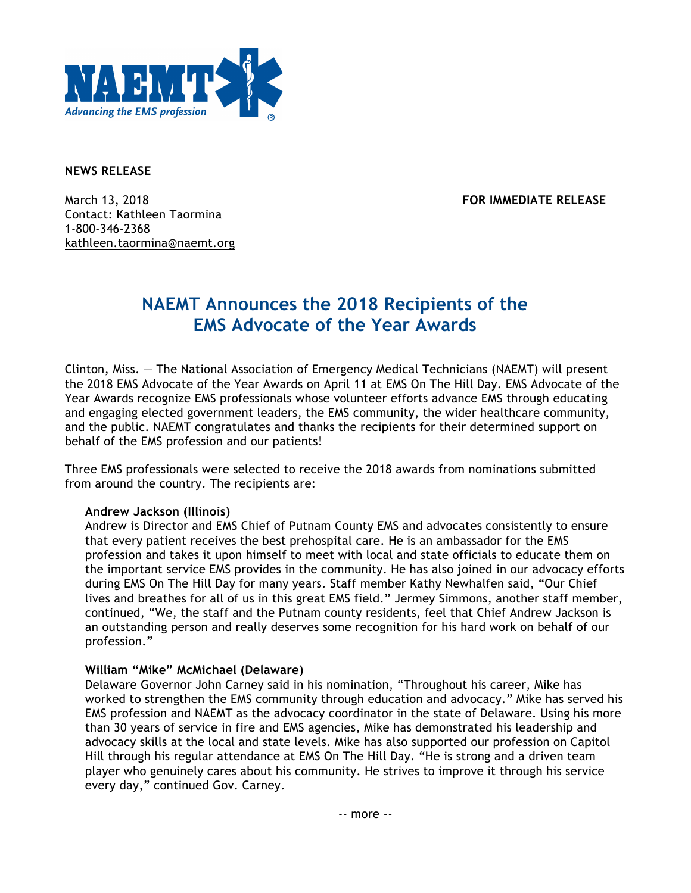**NEWS RELEASE**

March 13, 2018 **FOR IMMEDIATE RELEASE**
Contact: Kathleen Taormina
1-800-346-2368
kathleen.taormina@naemt.org

# NAEMT Announces the 2018 Recipients of the EMS Advocate of the Year Awards

Clinton, Miss. — The National Association of Emergency Medical Technicians (NAEMT) will present the 2018 EMS Advocate of the Year Awards on April 11 at EMS On The Hill Day. EMS Advocate of the Year Awards recognize EMS professionals whose volunteer efforts advance EMS through educating and engaging elected government leaders, the EMS community, the wider healthcare community, and the public. NAEMT congratulates and thanks the recipients for their determined support on behalf of the EMS profession and our patients!

Three EMS professionals were selected to receive the 2018 awards from nominations submitted from around the country. The recipients are:

**Andrew Jackson (Illinois)**
Andrew is Director and EMS Chief of Putnam County EMS and advocates consistently to ensure that every patient receives the best prehospital care. He is an ambassador for the EMS profession and takes it upon himself to meet with local and state officials to educate them on the important service EMS provides in the community. He has also joined in our advocacy efforts during EMS On The Hill Day for many years. Staff member Kathy Newhalfen said, "Our Chief lives and breathes for all of us in this great EMS field." Jermey Simmons, another staff member, continued, "We, the staff and the Putnam county residents, feel that Chief Andrew Jackson is an outstanding person and really deserves some recognition for his hard work on behalf of our profession."

**William "Mike" McMichael (Delaware)**
Delaware Governor John Carney said in his nomination, "Throughout his career, Mike has worked to strengthen the EMS community through education and advocacy." Mike has served his EMS profession and NAEMT as the advocacy coordinator in the state of Delaware. Using his more than 30 years of service in fire and EMS agencies, Mike has demonstrated his leadership and advocacy skills at the local and state levels. Mike has also supported our profession on Capitol Hill through his regular attendance at EMS On The Hill Day. "He is strong and a driven team player who genuinely cares about his community. He strives to improve it through his service every day," continued Gov. Carney.

-- more --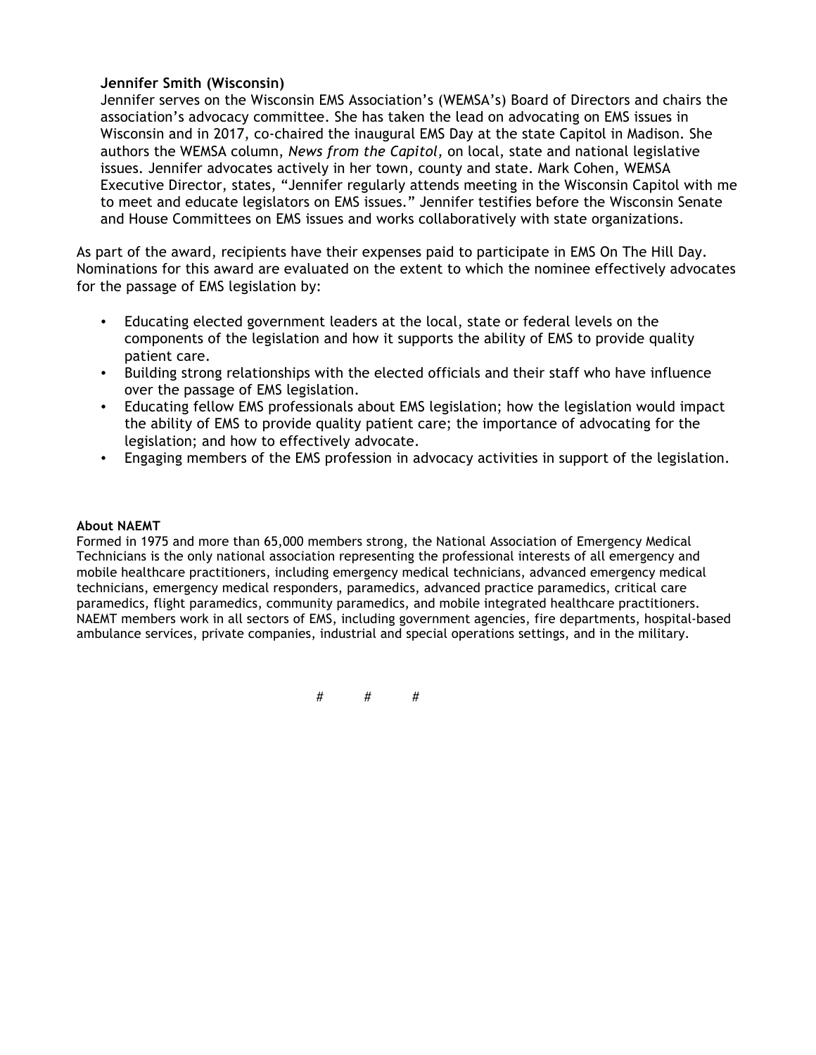**Jennifer Smith (Wisconsin)**
Jennifer serves on the Wisconsin EMS Association's (WEMSA's) Board of Directors and chairs the association's advocacy committee. She has taken the lead on advocating on EMS issues in Wisconsin and in 2017, co-chaired the inaugural EMS Day at the state Capitol in Madison. She authors the WEMSA column, *News from the Capitol,* on local, state and national legislative issues. Jennifer advocates actively in her town, county and state. Mark Cohen, WEMSA Executive Director, states, "Jennifer regularly attends meeting in the Wisconsin Capitol with me to meet and educate legislators on EMS issues." Jennifer testifies before the Wisconsin Senate and House Committees on EMS issues and works collaboratively with state organizations.

As part of the award, recipients have their expenses paid to participate in EMS On The Hill Day. Nominations for this award are evaluated on the extent to which the nominee effectively advocates for the passage of EMS legislation by:

- Educating elected government leaders at the local, state or federal levels on the components of the legislation and how it supports the ability of EMS to provide quality patient care.
- Building strong relationships with the elected officials and their staff who have influence over the passage of EMS legislation.
- Educating fellow EMS professionals about EMS legislation; how the legislation would impact the ability of EMS to provide quality patient care; the importance of advocating for the legislation; and how to effectively advocate.
- Engaging members of the EMS profession in advocacy activities in support of the legislation.

**About NAEMT**
Formed in 1975 and more than 65,000 members strong, the National Association of Emergency Medical Technicians is the only national association representing the professional interests of all emergency and mobile healthcare practitioners, including emergency medical technicians, advanced emergency medical technicians, emergency medical responders, paramedics, advanced practice paramedics, critical care paramedics, flight paramedics, community paramedics, and mobile integrated healthcare practitioners. NAEMT members work in all sectors of EMS, including government agencies, fire departments, hospital-based ambulance services, private companies, industrial and special operations settings, and in the military.

# # #